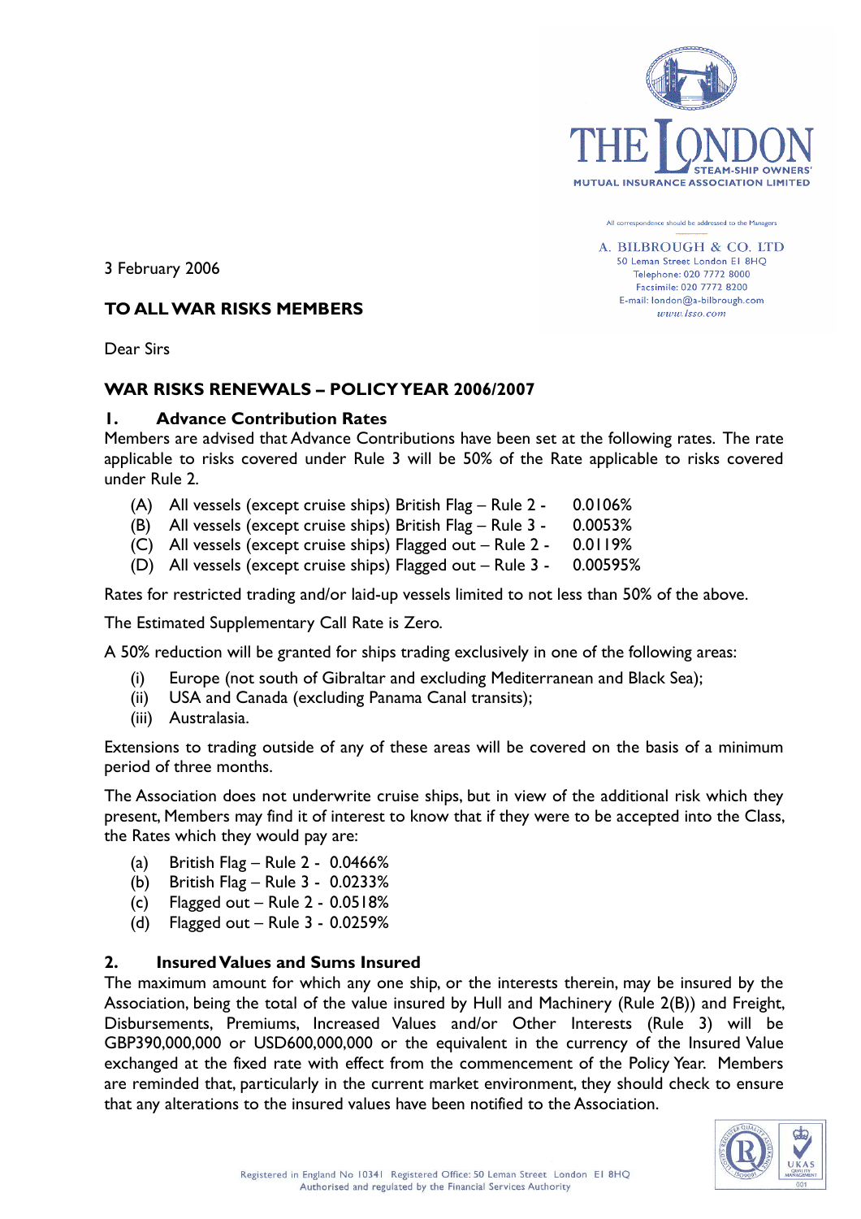THE LONDON STEAM-SHIP OWNERS' MUTUAL INSURANCE ASSOCIATION LIMITED

All correspondence should be addressed to the Managers

A. BILBROUGH & CO. LTD
50 Leman Street London E1 8HQ
Telephone: 020 7772 8000
Facsimile: 020 7772 8200
E-mail: london@a-bilbrough.com
www.lsso.com

3 February 2006

**TO ALL WAR RISKS MEMBERS**

Dear Sirs

**WAR RISKS RENEWALS – POLICY YEAR 2006/2007**

**1. Advance Contribution Rates**

Members are advised that Advance Contributions have been set at the following rates. The rate applicable to risks covered under Rule 3 will be 50% of the Rate applicable to risks covered under Rule 2.

- (A) All vessels (except cruise ships) British Flag – Rule 2 - 0.0106%
- (B) All vessels (except cruise ships) British Flag – Rule 3 - 0.0053%
- (C) All vessels (except cruise ships) Flagged out – Rule 2 - 0.0119%
- (D) All vessels (except cruise ships) Flagged out – Rule 3 - 0.00595%

Rates for restricted trading and/or laid-up vessels limited to not less than 50% of the above.

The Estimated Supplementary Call Rate is Zero.

A 50% reduction will be granted for ships trading exclusively in one of the following areas:

- (i) Europe (not south of Gibraltar and excluding Mediterranean and Black Sea);
- (ii) USA and Canada (excluding Panama Canal transits);
- (iii) Australasia.

Extensions to trading outside of any of these areas will be covered on the basis of a minimum period of three months.

The Association does not underwrite cruise ships, but in view of the additional risk which they present, Members may find it of interest to know that if they were to be accepted into the Class, the Rates which they would pay are:

- (a) British Flag – Rule 2 - 0.0466%
- (b) British Flag – Rule 3 - 0.0233%
- (c) Flagged out – Rule 2 - 0.0518%
- (d) Flagged out – Rule 3 - 0.0259%

**2. Insured Values and Sums Insured**

The maximum amount for which any one ship, or the interests therein, may be insured by the Association, being the total of the value insured by Hull and Machinery (Rule 2(B)) and Freight, Disbursements, Premiums, Increased Values and/or Other Interests (Rule 3) will be GBP390,000,000 or USD600,000,000 or the equivalent in the currency of the Insured Value exchanged at the fixed rate with effect from the commencement of the Policy Year. Members are reminded that, particularly in the current market environment, they should check to ensure that any alterations to the insured values have been notified to the Association.

Registered in England No 10341 Registered Office: 50 Leman Street London E1 8HQ
Authorised and regulated by the Financial Services Authority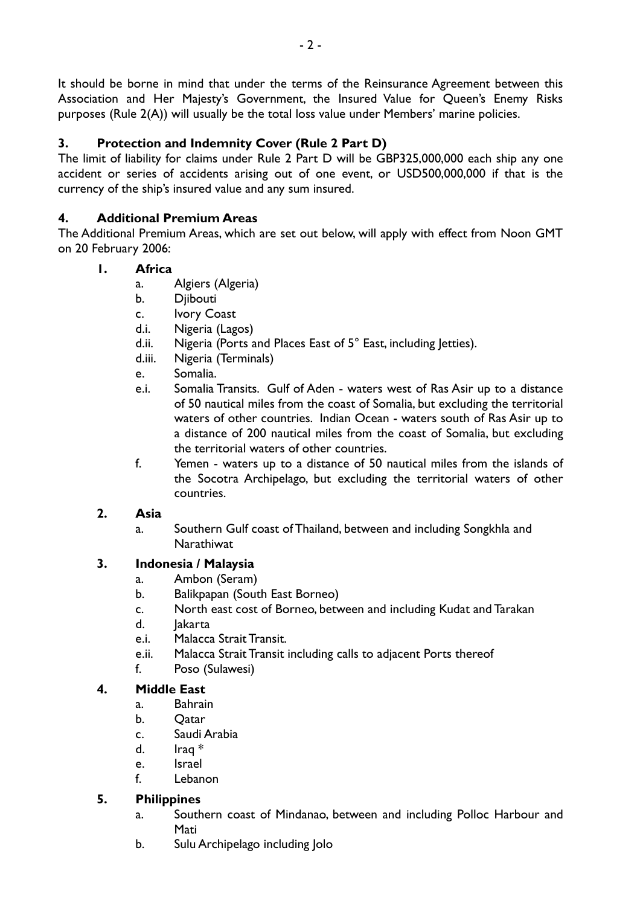It should be borne in mind that under the terms of the Reinsurance Agreement between this Association and Her Majesty's Government, the Insured Value for Queen's Enemy Risks purposes (Rule 2(A)) will usually be the total loss value under Members' marine policies.

## 3. Protection and Indemnity Cover (Rule 2 Part D)

The limit of liability for claims under Rule 2 Part D will be GBP325,000,000 each ship any one accident or series of accidents arising out of one event, or USD500,000,000 if that is the currency of the ship's insured value and any sum insured.

## 4. Additional Premium Areas

The Additional Premium Areas, which are set out below, will apply with effect from Noon GMT on 20 February 2006:

**1. Africa**

- a. Algiers (Algeria)
- b. Djibouti
- c. Ivory Coast
- d.i. Nigeria (Lagos)
- d.ii. Nigeria (Ports and Places East of 5° East, including Jetties).
- d.iii. Nigeria (Terminals)
- e. Somalia.
- e.i. Somalia Transits. Gulf of Aden - waters west of Ras Asir up to a distance of 50 nautical miles from the coast of Somalia, but excluding the territorial waters of other countries. Indian Ocean - waters south of Ras Asir up to a distance of 200 nautical miles from the coast of Somalia, but excluding the territorial waters of other countries.
- f. Yemen - waters up to a distance of 50 nautical miles from the islands of the Socotra Archipelago, but excluding the territorial waters of other countries.

**2. Asia**

- a. Southern Gulf coast of Thailand, between and including Songkhla and Narathiwat

**3. Indonesia / Malaysia**

- a. Ambon (Seram)
- b. Balikpapan (South East Borneo)
- c. North east cost of Borneo, between and including Kudat and Tarakan
- d. Jakarta
- e.i. Malacca Strait Transit.
- e.ii. Malacca Strait Transit including calls to adjacent Ports thereof
- f. Poso (Sulawesi)

**4. Middle East**

- a. Bahrain
- b. Qatar
- c. Saudi Arabia
- d. Iraq *
- e. Israel
- f. Lebanon

**5. Philippines**

- a. Southern coast of Mindanao, between and including Polloc Harbour and Mati
- b. Sulu Archipelago including Jolo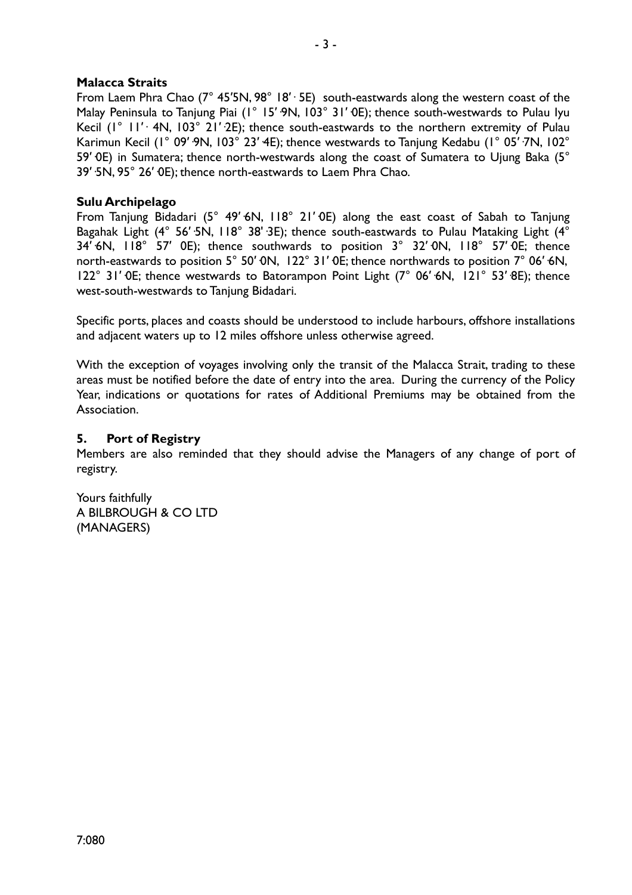**Malacca Straits**

From Laem Phra Chao (7° 45′5N, 98° 18′· 5E) south-eastwards along the western coast of the Malay Peninsula to Tanjung Piai (1° 15′·9N, 103° 31′·0E); thence south-westwards to Pulau Iyu Kecil (1° 11′· 4N, 103° 21′·2E); thence south-eastwards to the northern extremity of Pulau Karimun Kecil (1° 09′·9N, 103° 23′·4E); thence westwards to Tanjung Kedabu (1° 05′·7N, 102° 59′·0E) in Sumatera; thence north-westwards along the coast of Sumatera to Ujung Baka (5° 39′·5N, 95° 26′·0E); thence north-eastwards to Laem Phra Chao.

**Sulu Archipelago**

From Tanjung Bidadari (5° 49′·6N, 118° 21′·0E) along the east coast of Sabah to Tanjung Bagahak Light (4° 56′·5N, 118° 38′·3E); thence south-eastwards to Pulau Mataking Light (4° 34′·6N, 118° 57′ 0E); thence southwards to position 3° 32′·0N, 118° 57′·0E; thence north-eastwards to position 5° 50′·0N, 122° 31′·0E; thence northwards to position 7° 06′·6N, 122° 31′·0E; thence westwards to Batorampon Point Light (7° 06′·6N, 121° 53′·8E); thence west-south-westwards to Tanjung Bidadari.

Specific ports, places and coasts should be understood to include harbours, offshore installations and adjacent waters up to 12 miles offshore unless otherwise agreed.

With the exception of voyages involving only the transit of the Malacca Strait, trading to these areas must be notified before the date of entry into the area. During the currency of the Policy Year, indications or quotations for rates of Additional Premiums may be obtained from the Association.

### 5. Port of Registry

Members are also reminded that they should advise the Managers of any change of port of registry.

Yours faithfully
A BILBROUGH & CO LTD
(MANAGERS)

7:080